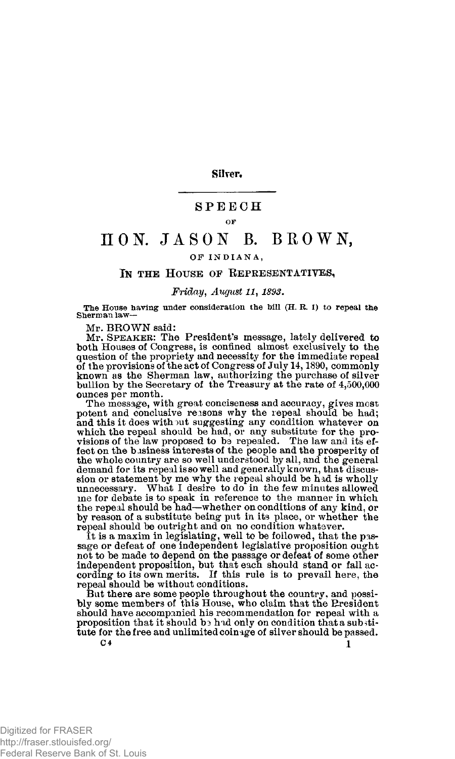**Silver.**

---

# SPEECH

OF

# HON. JASON B. BROWN,

OF INDIANA,

## IN THE HOUSE OF REPRESENTATIVES,

*Friday, August 11, 1893.*

The House having under consideration the bill (H. R. 1) to repeal the Sherman law—

Mr. BROWN said:

Mr. SPEAKER: The President's message, lately delivered to both Houses of Congress, is confined almost exclusively to the question of the propriety and necessity for the immediate repeal of the provisions of the act of Congress of July 14, 1890, commonly known as the Sherman law, authorizing the purchase of silver bullion by the Secretary of the Treasury at the rate of 4,500,000 ounces per month.

The message, with great conciseness and accuracy, gives most potent and conclusive reasons why the repeal should be had; and this it does without suggesting any condition whatever on which the repeal should be had, or any substitute for the provisions of the law proposed to be repealed. The law and its effect on the business interests of the people and the prosperity of the whole country are so well understood by all, and the general demand for its repeal is so well and generally known, that discussion or statement by me why the repeal should be had is wholly unnecessary. What I desire to do in the few minutes allowed me for debate is to speak in reference to the manner in which the repeal should be had—whether on conditions of any kind, or by reason of a substitute being put in its place, or whether the repeal should be outright and on no condition whatever.

It is a maxim in legislating, well to be followed, that the passage or defeat of one independent legislative proposition ought not to be made to depend on the passage or defeat of some other independent proposition, but that each should stand or fall according to its own merits. If this rule is to prevail here, the repeal should be without conditions.

But there are some people throughout the country, and possibly some members of this House, who claim that the President should have accompanied his recommendation for repeal with a proposition that it should be had only on condition that a substitute for the free and unlimited coinage of silver should be passed.

C 4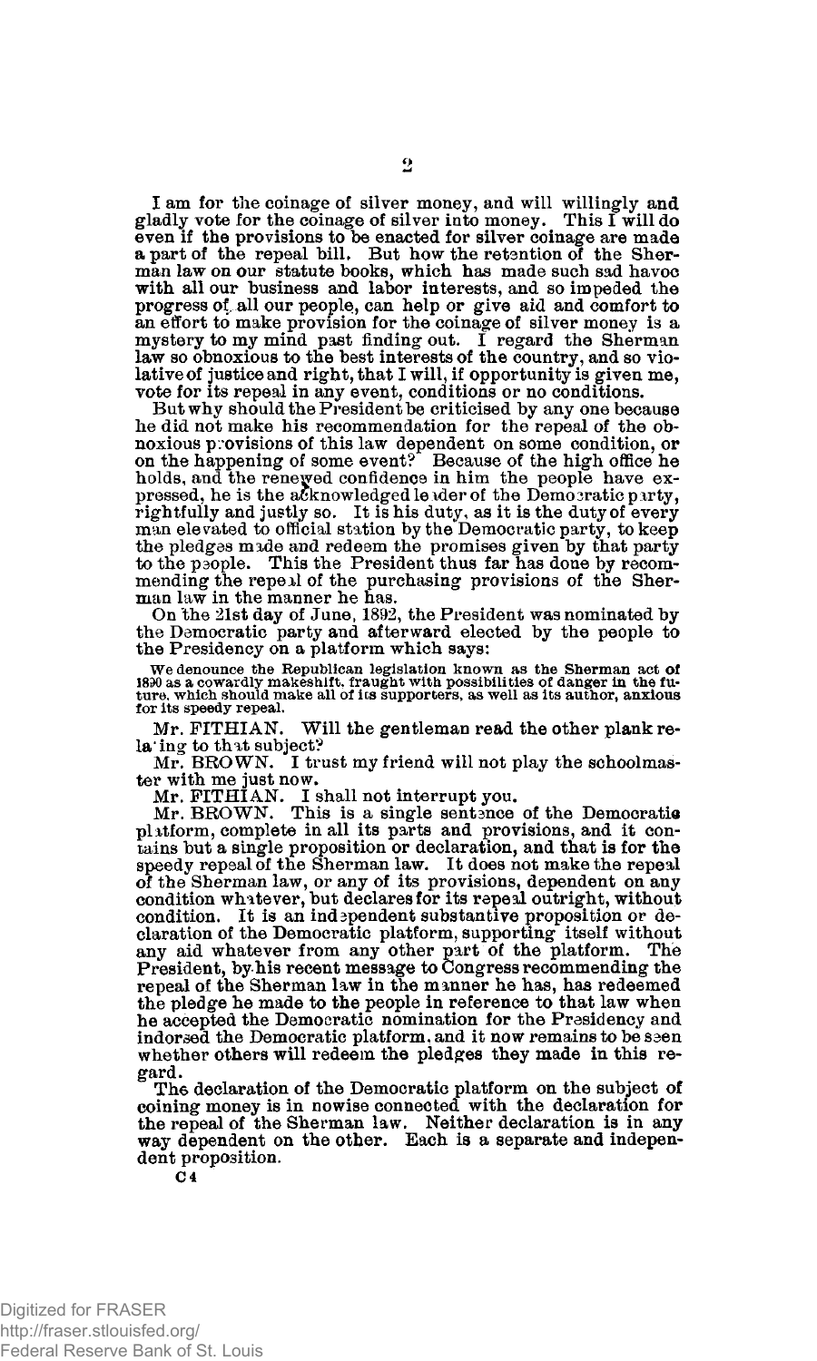I am for the coinage of silver money, and will willingly and gladly vote for the coinage of silver into money. This I will do even if the provisions to be enacted for silver coinage are made a part of the repeal bill. But how the retention of the Sherman law on our statute books, which has made such sad havoc with all our business and labor interests, and so impeded the progress of all our people, can help or give aid and comfort to an effort to make provision for the coinage of silver money is a mystery to my mind past finding out. I regard the Sherman law so obnoxious to the best interests of the country, and so violative of justice and right, that I will, if opportunity is given me, vote for its repeal in any event, conditions or no conditions.

But why should the President be criticised by any one because he did not make his recommendation for the repeal of the obnoxious provisions of this law dependent on some condition, or on the happening of some event? Because of the high office he holds, and the renewed confidence in him the people have expressed, he is the acknowledged leader of the Democratic party, rightfully and justly so. It is his duty, as it is the duty of every man elevated to official station by the Democratic party, to keep the pledges made and redeem the promises given by that party to the people. This the President thus far has done by recommending the repeal of the purchasing provisions of the Sherman law in the manner he has.

On the 21st day of June, 1892, the President was nominated by the Democratic party and afterward elected by the people to the Presidency on a platform which says:

> We denounce the Republican legislation known as the Sherman act of 1890 as a cowardly makeshift, fraught with possibilities of danger in the future, which should make all of its supporters, as well as its author, anxious for its speedy repeal.

Mr. FITHIAN. Will the gentleman read the other plank relating to that subject?

Mr. BROWN. I trust my friend will not play the schoolmaster with me just now.

Mr. FITHIAN. I shall not interrupt you.

Mr. BROWN. This is a single sentence of the Democratic platform, complete in all its parts and provisions, and it contains but a single proposition or declaration, and that is for the speedy repeal of the Sherman law. It does not make the repeal of the Sherman law, or any of its provisions, dependent on any condition whatever, but declares for its repeal outright, without condition. It is an independent substantive proposition or declaration of the Democratic platform, supporting itself without any aid whatever from any other part of the platform. The President, by his recent message to Congress recommending the repeal of the Sherman law in the manner he has, has redeemed the pledge he made to the people in reference to that law when he accepted the Democratic nomination for the Presidency and indorsed the Democratic platform, and it now remains to be seen whether others will redeem the pledges they made in this regard.

The declaration of the Democratic platform on the subject of coining money is in nowise connected with the declaration for the repeal of the Sherman law. Neither declaration is in any way dependent on the other. Each is a separate and independent proposition.

C 4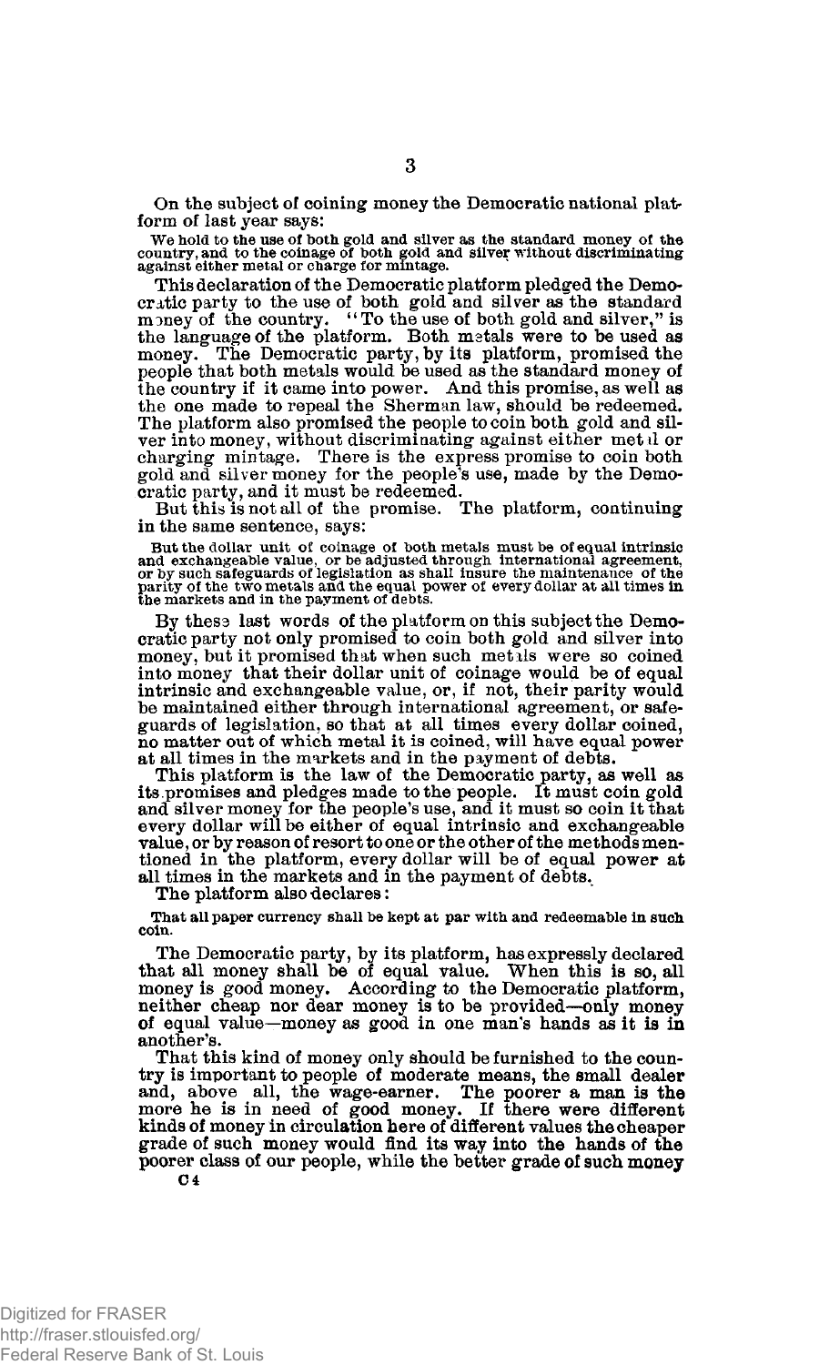On the subject of coining money the Democratic national platform of last year says:

> We hold to the use of both gold and silver as the standard money of the country, and to the coinage of both gold and silver without discriminating against either metal or charge for mintage.

This declaration of the Democratic platform pledged the Democratic party to the use of both gold and silver as the standard money of the country. "To the use of both gold and silver," is the language of the platform. Both metals were to be used as money. The Democratic party, by its platform, promised the people that both metals would be used as the standard money of the country if it came into power. And this promise, as well as the one made to repeal the Sherman law, should be redeemed. The platform also promised the people to coin both gold and silver into money, without discriminating against either metal or charging mintage. There is the express promise to coin both gold and silver money for the people's use, made by the Democratic party, and it must be redeemed.

But this is not all of the promise. The platform, continuing in the same sentence, says:

> But the dollar unit of coinage of both metals must be of equal intrinsic and exchangeable value, or be adjusted through international agreement, or by such safeguards of legislation as shall insure the maintenance of the parity of the two metals and the equal power of every dollar at all times in the markets and in the payment of debts.

By these last words of the platform on this subject the Democratic party not only promised to coin both gold and silver into money, but it promised that when such metals were so coined into money that their dollar unit of coinage would be of equal intrinsic and exchangeable value, or, if not, their parity would be maintained either through international agreement, or safeguards of legislation, so that at all times every dollar coined, no matter out of which metal it is coined, will have equal power at all times in the markets and in the payment of debts.

This platform is the law of the Democratic party, as well as its promises and pledges made to the people. It must coin gold and silver money for the people's use, and it must so coin it that every dollar will be either of equal intrinsic and exchangeable value, or by reason of resort to one or the other of the methods mentioned in the platform, every dollar will be of equal power at all times in the markets and in the payment of debts.

The platform also declares:

> That all paper currency shall be kept at par with and redeemable in such coin.

The Democratic party, by its platform, has expressly declared that all money shall be of equal value. When this is so, all money is good money. According to the Democratic platform, neither cheap nor dear money is to be provided—only money of equal value—money as good in one man's hands as it is in another's.

That this kind of money only should be furnished to the country is important to people of moderate means, the small dealer and, above all, the wage-earner. The poorer a man is the more he is in need of good money. If there were different kinds of money in circulation here of different values the cheaper grade of such money would find its way into the hands of the poorer class of our people, while the better grade of such money

C 4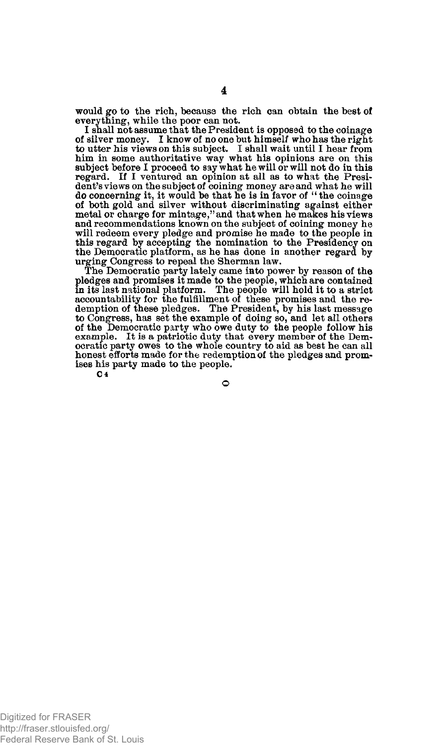would go to the rich, because the rich can obtain the best of everything, while the poor can not.

I shall not assume that the President is opposed to the coinage of silver money. I know of no one but himself who has the right to utter his views on this subject. I shall wait until I hear from him in some authoritative way what his opinions are on this subject before I proceed to say what he will or will not do in this regard. If I ventured an opinion at all as to what the President's views on the subject of coining money are and what he will do concerning it, it would be that he is in favor of "the coinage of both gold and silver without discriminating against either metal or charge for mintage," and that when he makes his views and recommendations known on the subject of coining money he will redeem every pledge and promise he made to the people in this regard by accepting the nomination to the Presidency on the Democratic platform, as he has done in another regard by urging Congress to repeal the Sherman law.

The Democratic party lately came into power by reason of the pledges and promises it made to the people, which are contained in its last national platform. The people will hold it to a strict accountability for the fulfillment of these promises and the redemption of these pledges. The President, by his last message to Congress, has set the example of doing so, and let all others of the Democratic party who owe duty to the people follow his example. It is a patriotic duty that every member of the Democratic party owes to the whole country to aid as best he can all honest efforts made for the redemption of the pledges and promises his party made to the people.

C 4